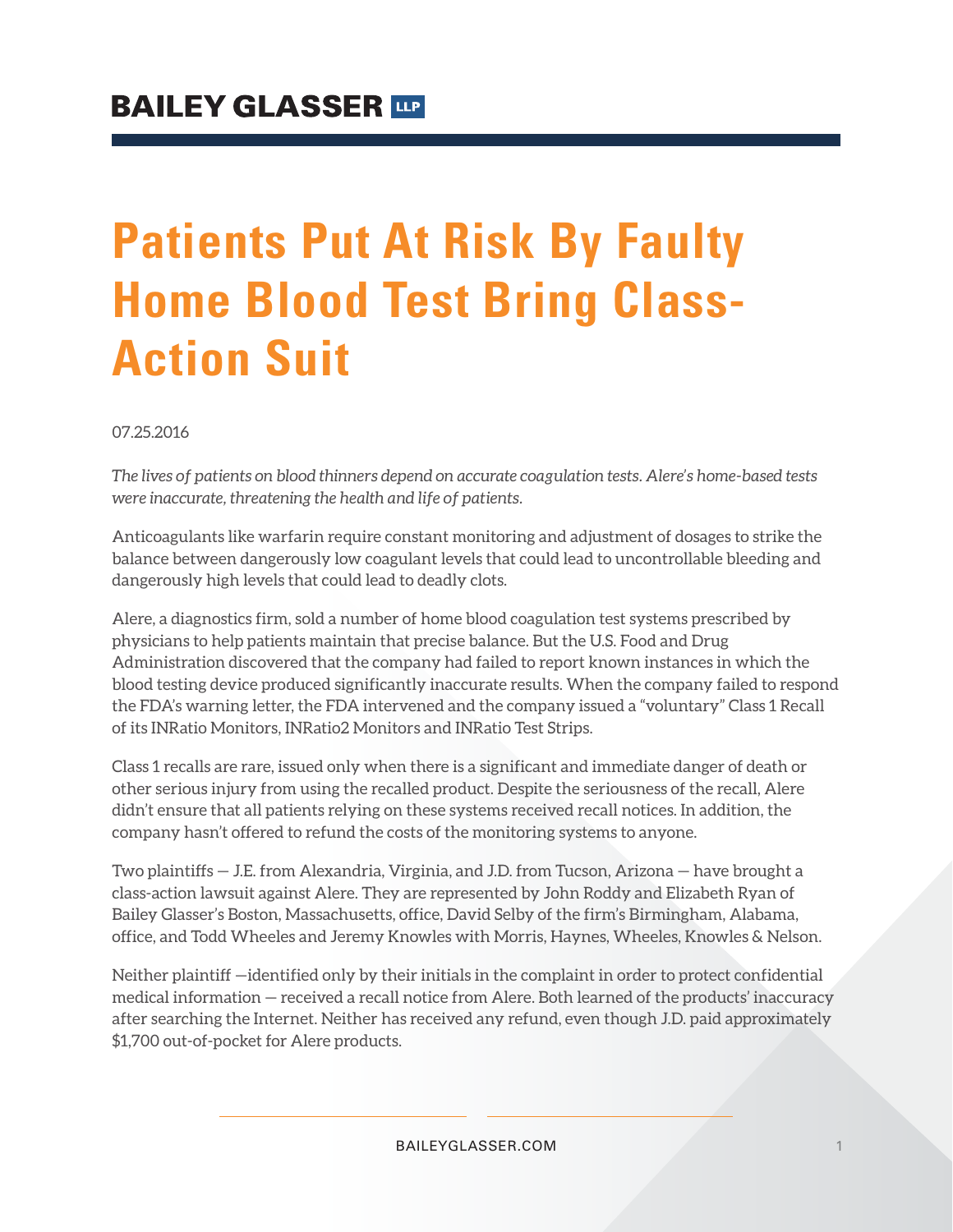BAILEY GLASSER LLP

# Patients Put At Risk By Faulty Home Blood Test Bring Class-Action Suit

07.25.2016

*The lives of patients on blood thinners depend on accurate coagulation tests. Alere's home-based tests were inaccurate, threatening the health and life of patients.*

Anticoagulants like warfarin require constant monitoring and adjustment of dosages to strike the balance between dangerously low coagulant levels that could lead to uncontrollable bleeding and dangerously high levels that could lead to deadly clots.

Alere, a diagnostics firm, sold a number of home blood coagulation test systems prescribed by physicians to help patients maintain that precise balance. But the U.S. Food and Drug Administration discovered that the company had failed to report known instances in which the blood testing device produced significantly inaccurate results. When the company failed to respond the FDA's warning letter, the FDA intervened and the company issued a "voluntary" Class 1 Recall of its INRatio Monitors, INRatio2 Monitors and INRatio Test Strips.

Class 1 recalls are rare, issued only when there is a significant and immediate danger of death or other serious injury from using the recalled product. Despite the seriousness of the recall, Alere didn't ensure that all patients relying on these systems received recall notices. In addition, the company hasn't offered to refund the costs of the monitoring systems to anyone.

Two plaintiffs — J.E. from Alexandria, Virginia, and J.D. from Tucson, Arizona — have brought a class-action lawsuit against Alere. They are represented by John Roddy and Elizabeth Ryan of Bailey Glasser's Boston, Massachusetts, office, David Selby of the firm's Birmingham, Alabama, office, and Todd Wheeles and Jeremy Knowles with Morris, Haynes, Wheeles, Knowles & Nelson.

Neither plaintiff —identified only by their initials in the complaint in order to protect confidential medical information — received a recall notice from Alere. Both learned of the products' inaccuracy after searching the Internet. Neither has received any refund, even though J.D. paid approximately $1,700 out-of-pocket for Alere products.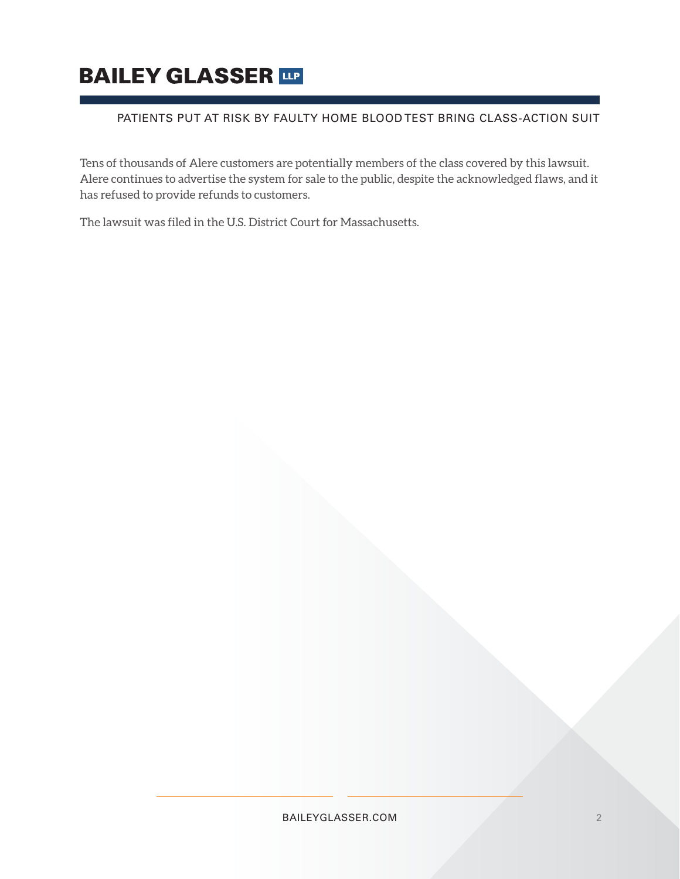Tens of thousands of Alere customers are potentially members of the class covered by this lawsuit. Alere continues to advertise the system for sale to the public, despite the acknowledged flaws, and it has refused to provide refunds to customers.

The lawsuit was filed in the U.S. District Court for Massachusetts.